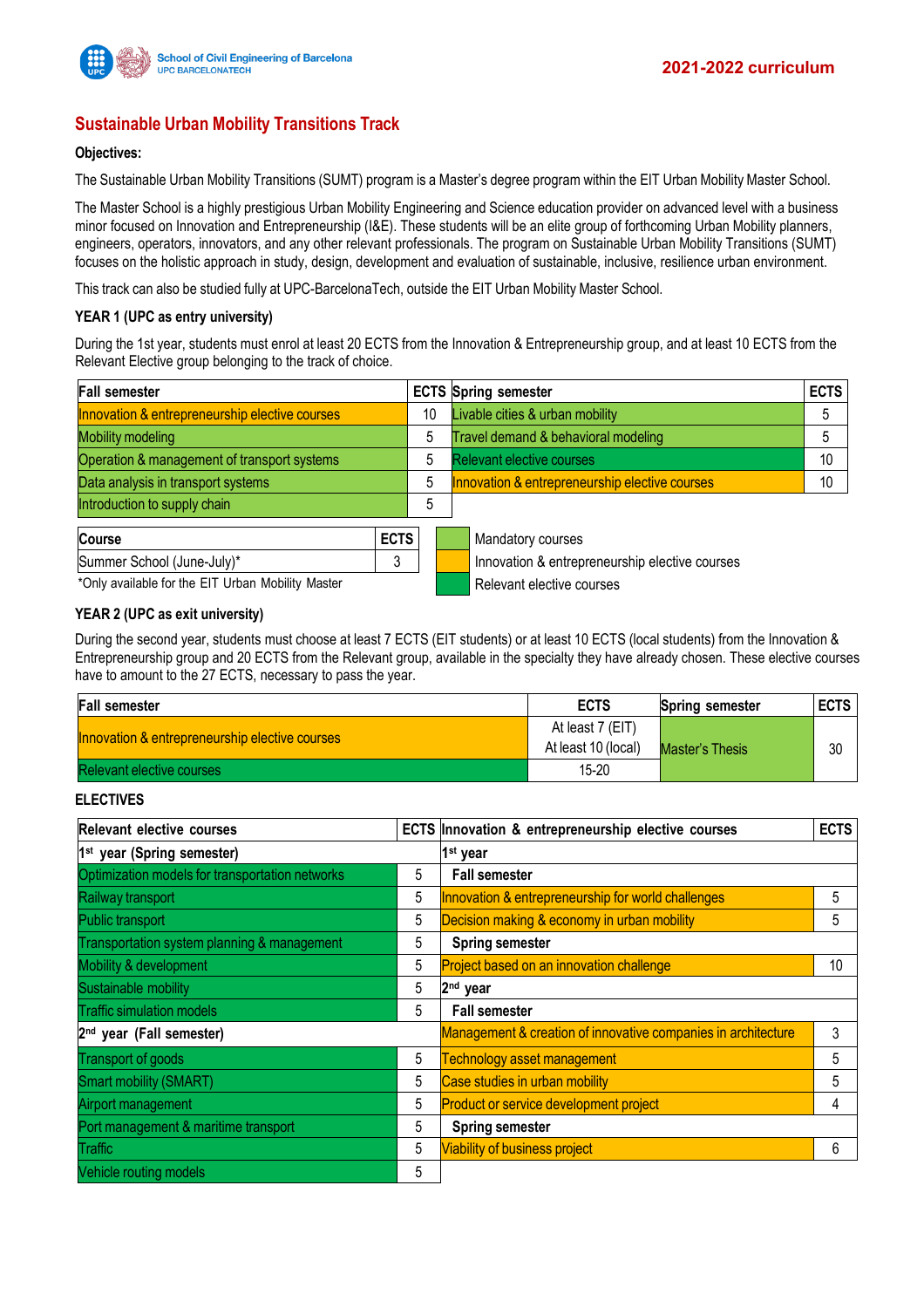School of Civil Engineering of Barcelona
UPC BARCELONATECH

**2021-2022 curriculum**

# Sustainable Urban Mobility Transitions Track

**Objectives:**

The Sustainable Urban Mobility Transitions (SUMT) program is a Master's degree program within the EIT Urban Mobility Master School.

The Master School is a highly prestigious Urban Mobility Engineering and Science education provider on advanced level with a business minor focused on Innovation and Entrepreneurship (I&E). These students will be an elite group of forthcoming Urban Mobility planners, engineers, operators, innovators, and any other relevant professionals. The program on Sustainable Urban Mobility Transitions (SUMT) focuses on the holistic approach in study, design, development and evaluation of sustainable, inclusive, resilience urban environment.

This track can also be studied fully at UPC-BarcelonaTech, outside the EIT Urban Mobility Master School.

### YEAR 1 (UPC as entry university)

During the 1st year, students must enrol at least 20 ECTS from the Innovation & Entrepreneurship group, and at least 10 ECTS from the Relevant Elective group belonging to the track of choice.

| Fall semester | ECTS | Spring semester | ECTS |
|---|---|---|---|
| Innovation & entrepreneurship elective courses | 10 | Livable cities & urban mobility | 5 |
| Mobility modeling | 5 | Travel demand & behavioral modeling | 5 |
| Operation & management of transport systems | 5 | Relevant elective courses | 10 |
| Data analysis in transport systems | 5 | Innovation & entrepreneurship elective courses | 10 |
| Introduction to supply chain | 5 | | |

| Course | ECTS |
|---|---|
| Summer School (June-July)* | 3 |

*Only available for the EIT Urban Mobility Master

Legend:
- Mandatory courses
- Innovation & entrepreneurship elective courses
- Relevant elective courses

### YEAR 2 (UPC as exit university)

During the second year, students must choose at least 7 ECTS (EIT students) or at least 10 ECTS (local students) from the Innovation & Entrepreneurship group and 20 ECTS from the Relevant group, available in the specialty they have already chosen. These elective courses have to amount to the 27 ECTS, necessary to pass the year.

| Fall semester | ECTS | Spring semester | ECTS |
|---|---|---|---|
| Innovation & entrepreneurship elective courses | At least 7 (EIT)<br>At least 10 (local) | Master's Thesis | 30 |
| Relevant elective courses | 15-20 | | |

### ELECTIVES

| Relevant elective courses | ECTS | Innovation & entrepreneurship elective courses | ECTS |
|---|---|---|---|
| **1st year (Spring semester)** | | **1st year** | |
| Optimization models for transportation networks | 5 | **Fall semester** | |
| Railway transport | 5 | Innovation & entrepreneurship for world challenges | 5 |
| Public transport | 5 | Decision making & economy in urban mobility | 5 |
| Transportation system planning & management | 5 | **Spring semester** | |
| Mobility & development | 5 | Project based on an innovation challenge | 10 |
| Sustainable mobility | 5 | **2nd year** | |
| Traffic simulation models | 5 | **Fall semester** | |
| **2nd year (Fall semester)** | | Management & creation of innovative companies in architecture | 3 |
| Transport of goods | 5 | Technology asset management | 5 |
| Smart mobility (SMART) | 5 | Case studies in urban mobility | 5 |
| Airport management | 5 | Product or service development project | 4 |
| Port management & maritime transport | 5 | **Spring semester** | |
| Traffic | 5 | Viability of business project | 6 |
| Vehicle routing models | 5 | | |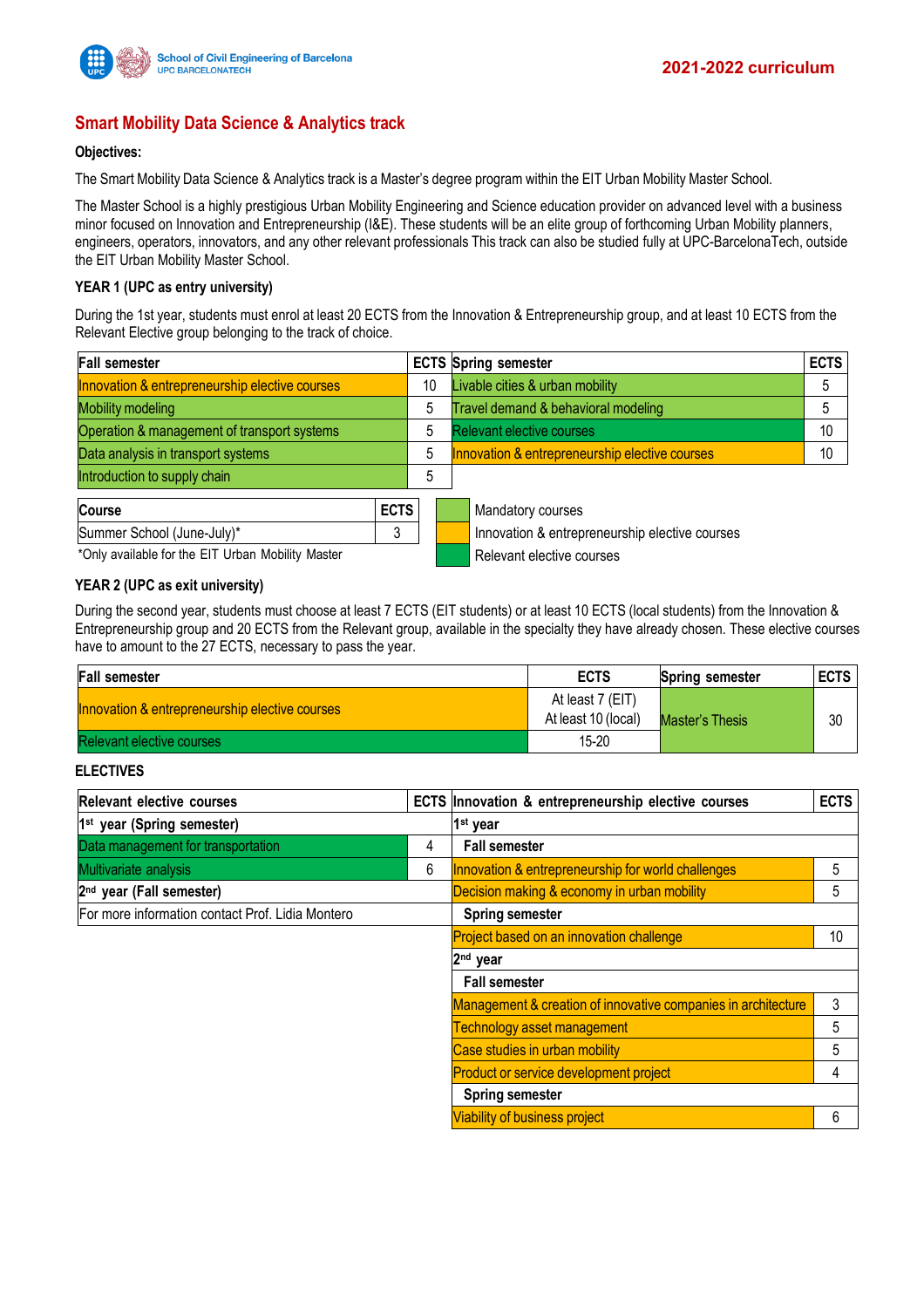School of Civil Engineering of Barcelona
UPC BARCELONATECH

**2021-2022 curriculum**

# Smart Mobility Data Science & Analytics track

**Objectives:**

The Smart Mobility Data Science & Analytics track is a Master's degree program within the EIT Urban Mobility Master School.

The Master School is a highly prestigious Urban Mobility Engineering and Science education provider on advanced level with a business minor focused on Innovation and Entrepreneurship (I&E). These students will be an elite group of forthcoming Urban Mobility planners, engineers, operators, innovators, and any other relevant professionals This track can also be studied fully at UPC-BarcelonaTech, outside the EIT Urban Mobility Master School.

**YEAR 1 (UPC as entry university)**

During the 1st year, students must enrol at least 20 ECTS from the Innovation & Entrepreneurship group, and at least 10 ECTS from the Relevant Elective group belonging to the track of choice.

| Fall semester | ECTS | Spring semester | ECTS |
|---|---|---|---|
| Innovation & entrepreneurship elective courses | 10 | Livable cities & urban mobility | 5 |
| Mobility modeling | 5 | Travel demand & behavioral modeling | 5 |
| Operation & management of transport systems | 5 | Relevant elective courses | 10 |
| Data analysis in transport systems | 5 | Innovation & entrepreneurship elective courses | 10 |
| Introduction to supply chain | 5 | | |

| Course | ECTS |
|---|---|
| Summer School (June-July)* | 3 |

*Only available for the EIT Urban Mobility Master

Legend:
- Mandatory courses
- Innovation & entrepreneurship elective courses
- Relevant elective courses

**YEAR 2 (UPC as exit university)**

During the second year, students must choose at least 7 ECTS (EIT students) or at least 10 ECTS (local students) from the Innovation & Entrepreneurship group and 20 ECTS from the Relevant group, available in the specialty they have already chosen. These elective courses have to amount to the 27 ECTS, necessary to pass the year.

| Fall semester | ECTS | Spring semester | ECTS |
|---|---|---|---|
| Innovation & entrepreneurship elective courses | At least 7 (EIT)<br>At least 10 (local) | Master's Thesis | 30 |
| Relevant elective courses | 15-20 | | |

**ELECTIVES**

| Relevant elective courses | ECTS |
|---|---|
| **1st year (Spring semester)** | |
| Data management for transportation | 4 |
| Multivariate analysis | 6 |
| **2nd year (Fall semester)** | |
| For more information contact Prof. Lidia Montero | |

| Innovation & entrepreneurship elective courses | ECTS |
|---|---|
| **1st year** | |
| **Fall semester** | |
| Innovation & entrepreneurship for world challenges | 5 |
| Decision making & economy in urban mobility | 5 |
| **Spring semester** | |
| Project based on an innovation challenge | 10 |
| **2nd year** | |
| **Fall semester** | |
| Management & creation of innovative companies in architecture | 3 |
| Technology asset management | 5 |
| Case studies in urban mobility | 5 |
| Product or service development project | 4 |
| **Spring semester** | |
| Viability of business project | 6 |